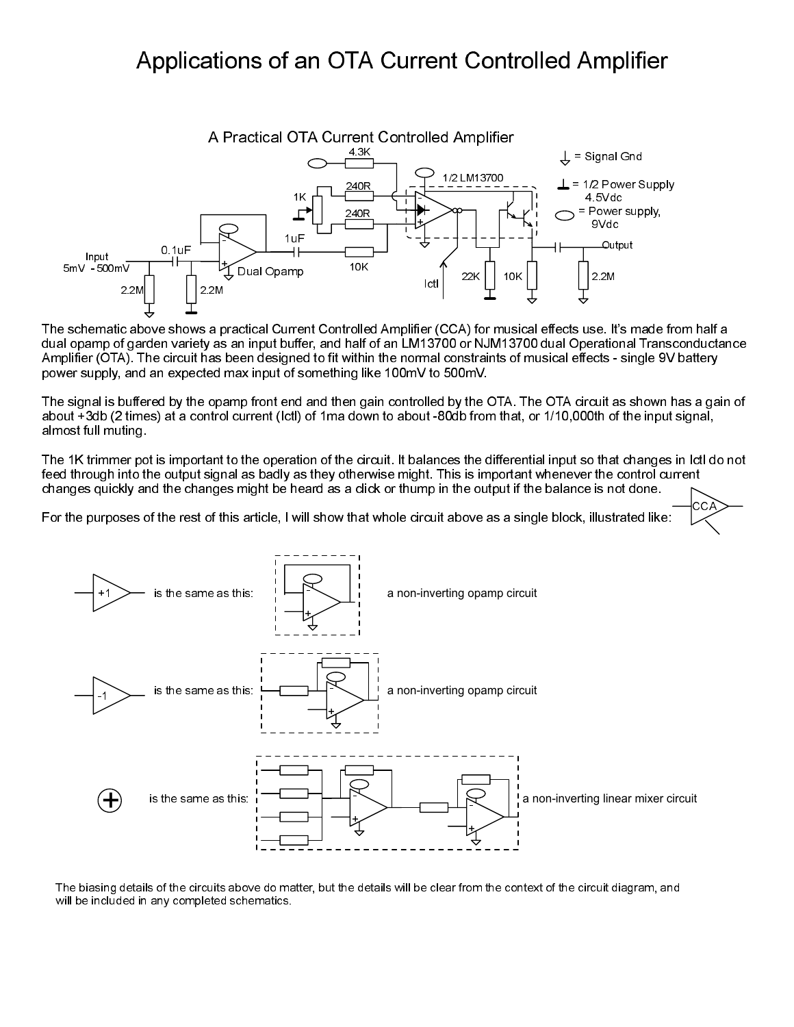# Applications of an OTA Current Controlled Amplifier

The schematic above shows a practical Current Controlled Amplifier (CCA) for musical effects use. It's made from half a dual opamp of garden variety as an input buffer, and half of an LM13700 or NJM13700 dual Operational Transconductance Amplifier (OTA). The circuit has been designed to fit within the normal constraints of musical effects - single 9V battery power supply, and an expected max input of something like 100mV to 500mV.

The signal is buffered by the opamp front end and then gain controlled by the OTA. The OTA circuit as shown has a gain of about +3db (2 times) at a control current (Ictl) of 1ma down to about -80db from that, or 1/10,000th of the input signal, almost full muting.

The 1K trimmer pot is important to the operation of the circuit. It balances the differential input so that changes in Ictl do not feed through into the output signal as badly as they otherwise might. This is important whenever the control current changes quickly and the changes might be heard as a click or thump in the output if the balance is not done.

For the purposes of the rest of this article, I will show that whole circuit above as a single block, illustrated like:

+1 is the same as this: a non-inverting opamp circuit

-1 is the same as this: a non-inverting opamp circuit

⊕ is the same as this: a non-inverting linear mixer circuit

The biasing details of the circuits above do matter, but the details will be clear from the context of the circuit diagram, and will be included in any completed schematics.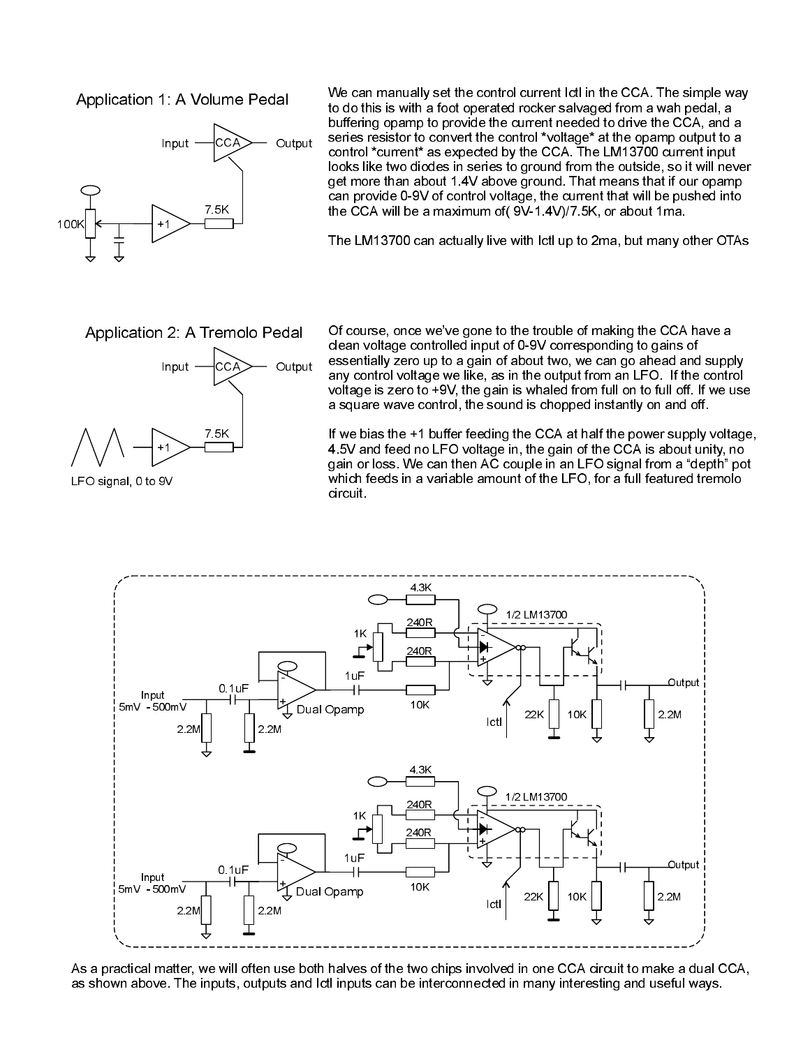## Application 1: A Volume Pedal

We can manually set the control current Ictl in the CCA. The simple way to do this is with a foot operated rocker salvaged from a wah pedal, a buffering opamp to provide the current needed to drive the CCA, and a series resistor to convert the control *voltage* at the opamp output to a control *current* as expected by the CCA. The LM13700 current input looks like two diodes in series to ground from the outside, so it will never get more than about 1.4V above ground. That means that if our opamp can provide 0-9V of control voltage, the current that will be pushed into the CCA will be a maximum of( 9V-1.4V)/7.5K, or about 1ma.

The LM13700 can actually live with Ictl up to 2ma, but many other OTAs

## Application 2: A Tremolo Pedal

Of course, once we've gone to the trouble of making the CCA have a clean voltage controlled input of 0-9V corresponding to gains of essentially zero up to a gain of about two, we can go ahead and supply any control voltage we like, as in the output from an LFO. If the control voltage is zero to +9V, the gain is whaled from full on to full off. If we use a square wave control, the sound is chopped instantly on and off.

If we bias the +1 buffer feeding the CCA at half the power supply voltage, 4.5V and feed no LFO voltage in, the gain of the CCA is about unity, no gain or loss. We can then AC couple in an LFO signal from a "depth" pot which feeds in a variable amount of the LFO, for a full featured tremolo circuit.

As a practical matter, we will often use both halves of the two chips involved in one CCA circuit to make a dual CCA, as shown above. The inputs, outputs and Ictl inputs can be interconnected in many interesting and useful ways.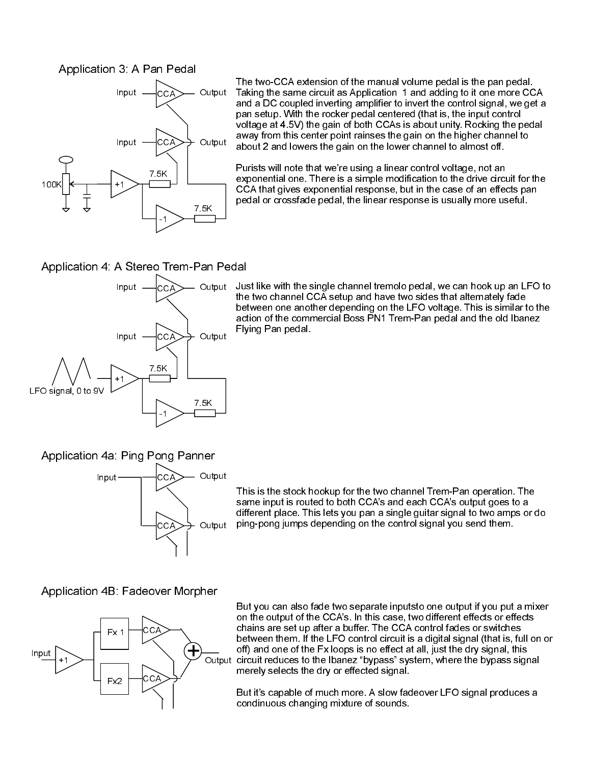## Application 3: A Pan Pedal

The two-CCA extension of the manual volume pedal is the pan pedal. Taking the same circuit as Application 1 and adding to it one more CCA and a DC coupled inverting amplifier to invert the control signal, we get a pan setup. With the rocker pedal centered (that is, the input control voltage at 4.5V) the gain of both CCAs is about unity. Rocking the pedal away from this center point rainses the gain on the higher channel to about 2 and lowers the gain on the lower channel to almost off.

Purists will note that we're using a linear control voltage, not an exponential one. There is a simple modification to the drive circuit for the CCA that gives exponential response, but in the case of an effects pan pedal or crossfade pedal, the linear response is usually more useful.

## Application 4: A Stereo Trem-Pan Pedal

Just like with the single channel tremolo pedal, we can hook up an LFO to the two channel CCA setup and have two sides that alternately fade between one another depending on the LFO voltage. This is similar to the action of the commercial Boss PN1 Trem-Pan pedal and the old Ibanez Flying Pan pedal.

## Application 4a: Ping Pong Panner

This is the stock hookup for the two channel Trem-Pan operation. The same input is routed to both CCA's and each CCA's output goes to a different place. This lets you pan a single guitar signal to two amps or do ping-pong jumps depending on the control signal you send them.

## Application 4B: Fadeover Morpher

But you can also fade two separate inputsto one output if you put a mixer on the output of the CCA's. In this case, two different effects or effects chains are set up after a buffer. The CCA control fades or switches between them. If the LFO control circuit is a digital signal (that is, full on or off) and one of the Fx loops is no effect at all, just the dry signal, this circuit reduces to the Ibanez "bypass" system, where the bypass signal merely selects the dry or effected signal.

But it's capable of much more. A slow fadeover LFO signal produces a condinuous changing mixture of sounds.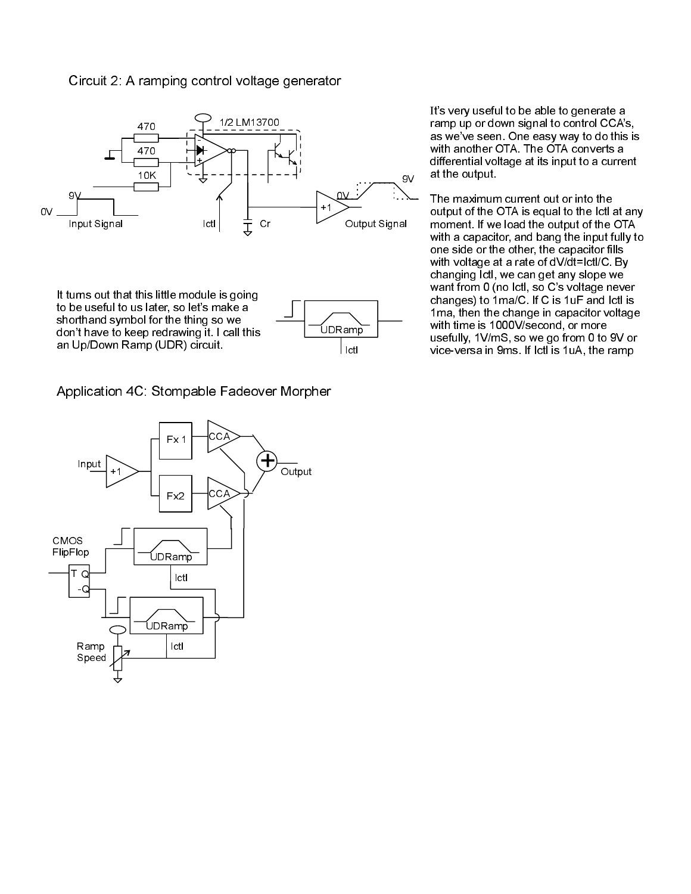## Circuit 2: A ramping control voltage generator

It's very useful to be able to generate a ramp up or down signal to control CCA's, as we've seen. One easy way to do this is with another OTA. The OTA converts a differential voltage at its input to a current at the output.

The maximum current out or into the output of the OTA is equal to the Ictl at any moment. If we load the output of the OTA with a capacitor, and bang the input fully to one side or the other, the capacitor fills with voltage at a rate of dV/dt=Ictl/C. By changing Ictl, we can get any slope we want from 0 (no Ictl, so C's voltage never changes) to 1ma/C. If C is 1uF and Ictl is 1ma, then the change in capacitor voltage with time is 1000V/second, or more usefully, 1V/mS, so we go from 0 to 9V or vice-versa in 9ms. If Ictl is 1uA, the ramp

It turns out that this little module is going to be useful to us later, so let's make a shorthand symbol for the thing so we don't have to keep redrawing it. I call this an Up/Down Ramp (UDR) circuit.

## Application 4C: Stompable Fadeover Morpher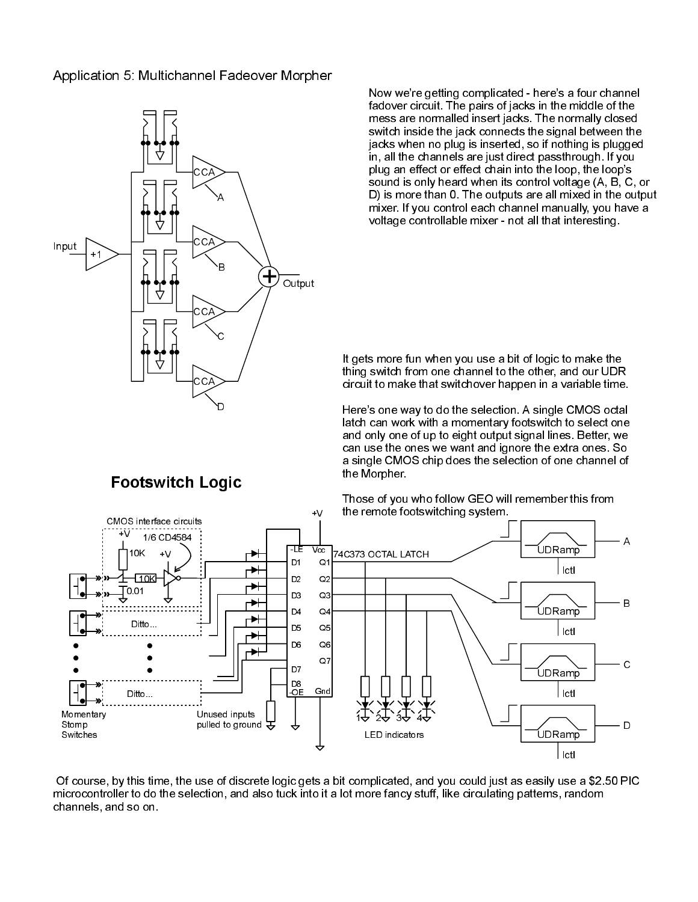Application 5: Multichannel Fadeover Morpher

Now we're getting complicated - here's a four channel fadover circuit. The pairs of jacks in the middle of the mess are normalled insert jacks. The normally closed switch inside the jack connects the signal between the jacks when no plug is inserted, so if nothing is plugged in, all the channels are just direct passthrough. If you plug an effect or effect chain into the loop, the loop's sound is only heard when its control voltage (A, B, C, or D) is more than 0. The outputs are all mixed in the output mixer. If you control each channel manually, you have a voltage controllable mixer - not all that interesting.

Input

+1

CCA

A

B

C

D

Output

It gets more fun when you use a bit of logic to make the thing switch from one channel to the other, and our UDR circuit to make that switchover happen in a variable time.

Here's one way to do the selection. A single CMOS octal latch can work with a momentary footswitch to select one and only one of up to eight output signal lines. Better, we can use the ones we want and ignore the extra ones. So a single CMOS chip does the selection of one channel of the Morpher.

Those of you who follow GEO will remember this from the remote footswitching system.

## Footswitch Logic

CMOS interface circuits

+V

10K

1/6 CD4584

10K

0.01

Ditto...

Ditto...

Momentary Stomp Switches

Unused inputs pulled to ground

-LE

Vcc

D1 D2 D3 D4 D5 D6 D7 D8

-OE

Q1 Q2 Q3 Q4 Q5 Q6 Q7

Gnd

74C373 OCTAL LATCH

LED indicators

1 2 3 4

UDRamp

Ictl

A

B

C

D

Of course, by this time, the use of discrete logic gets a bit complicated, and you could just as easily use a $2.50 PIC microcontroller to do the selection, and also tuck into it a lot more fancy stuff, like circulating patterns, random channels, and so on.